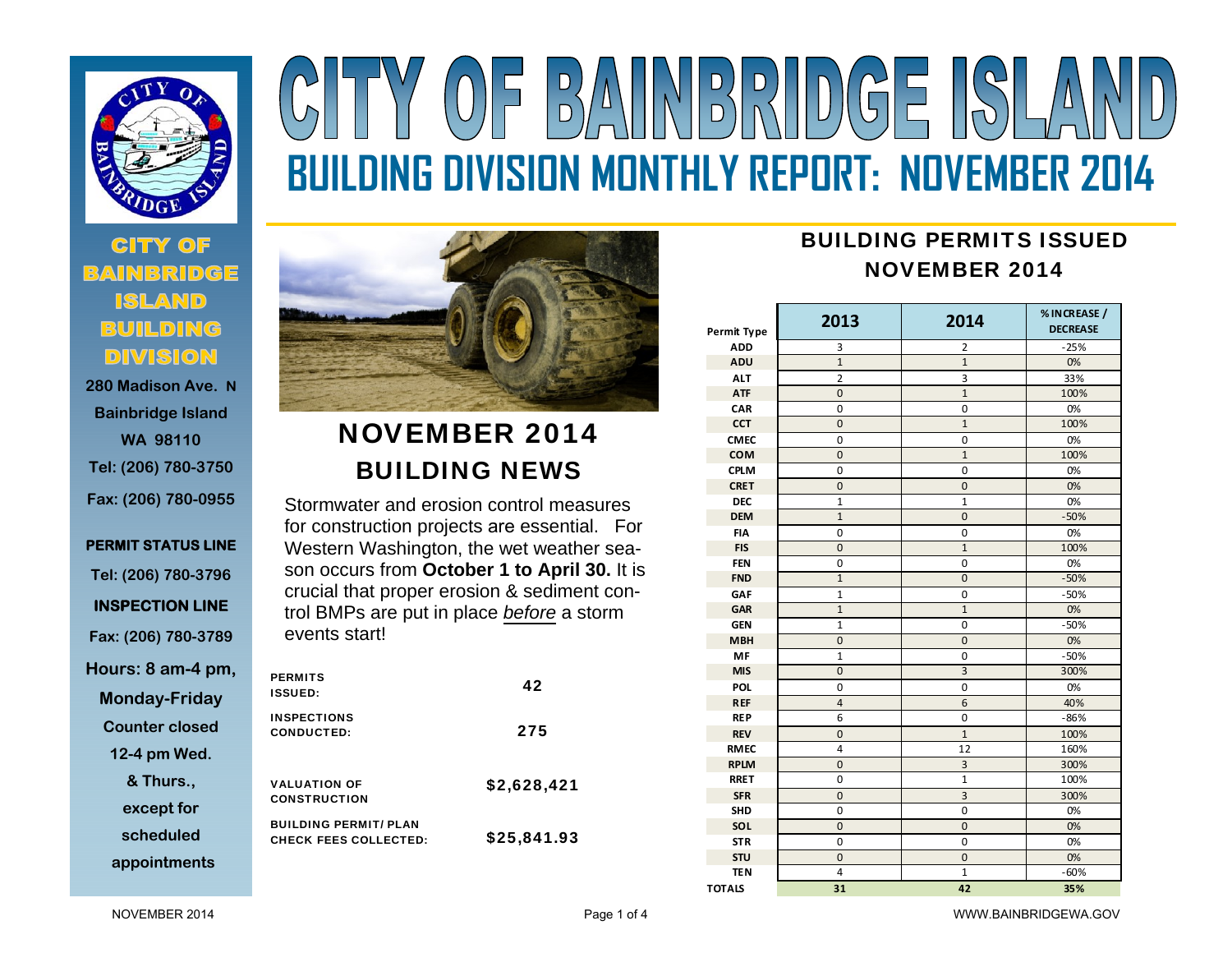# CITY OF BAINBRIDGE ISLAND

## BUILDING DIVISION MONTHLY REPORT: NOVEMBER 2014

**CITY OF BAINBRIDGE ISLAND BUILDING DIVISION**

**280 Madison Ave. N**
**Bainbridge Island**
**WA 98110**
**Tel: (206) 780-3750**
**Fax: (206) 780-0955**

**PERMIT STATUS LINE**
**Tel: (206) 780-3796**

**INSPECTION LINE**
**Fax: (206) 780-3789**

**Hours: 8 am-4 pm, Monday-Friday**
**Counter closed 12-4 pm Wed. & Thurs., except for scheduled appointments**

## NOVEMBER 2014 BUILDING NEWS

Stormwater and erosion control measures for construction projects are essential. For Western Washington, the wet weather season occurs from **October 1 to April 30.** It is crucial that proper erosion & sediment control BMPs are put in place *before* a storm events start!

| | |
|---|---|
| **PERMITS ISSUED:** | **42** |
| **INSPECTIONS CONDUCTED:** | **275** |
| **VALUATION OF CONSTRUCTION** | **$2,628,421** |
| **BUILDING PERMIT/ PLAN CHECK FEES COLLECTED:** | **$25,841.93** |

## BUILDING PERMITS ISSUED NOVEMBER 2014

| Permit Type | 2013 | 2014 | % INCREASE / DECREASE |
|---|---|---|---|
| ADD | 3 | 2 | -25% |
| ADU | 1 | 1 | 0% |
| ALT | 2 | 3 | 33% |
| ATF | 0 | 1 | 100% |
| CAR | 0 | 0 | 0% |
| CCT | 0 | 1 | 100% |
| CMEC | 0 | 0 | 0% |
| COM | 0 | 1 | 100% |
| CPLM | 0 | 0 | 0% |
| CRET | 0 | 0 | 0% |
| DEC | 1 | 1 | 0% |
| DEM | 1 | 0 | -50% |
| FIA | 0 | 0 | 0% |
| FIS | 0 | 1 | 100% |
| FEN | 0 | 0 | 0% |
| FND | 1 | 0 | -50% |
| GAF | 1 | 0 | -50% |
| GAR | 1 | 1 | 0% |
| GEN | 1 | 0 | -50% |
| MBH | 0 | 0 | 0% |
| MF | 1 | 0 | -50% |
| MIS | 0 | 3 | 300% |
| POL | 0 | 0 | 0% |
| REF | 4 | 6 | 40% |
| REP | 6 | 0 | -86% |
| REV | 0 | 1 | 100% |
| RMEC | 4 | 12 | 160% |
| RPLM | 0 | 3 | 300% |
| RRET | 0 | 1 | 100% |
| SFR | 0 | 3 | 300% |
| SHD | 0 | 0 | 0% |
| SOL | 0 | 0 | 0% |
| STR | 0 | 0 | 0% |
| STU | 0 | 0 | 0% |
| TEN | 4 | 1 | -60% |
| **TOTALS** | **31** | **42** | **35%** |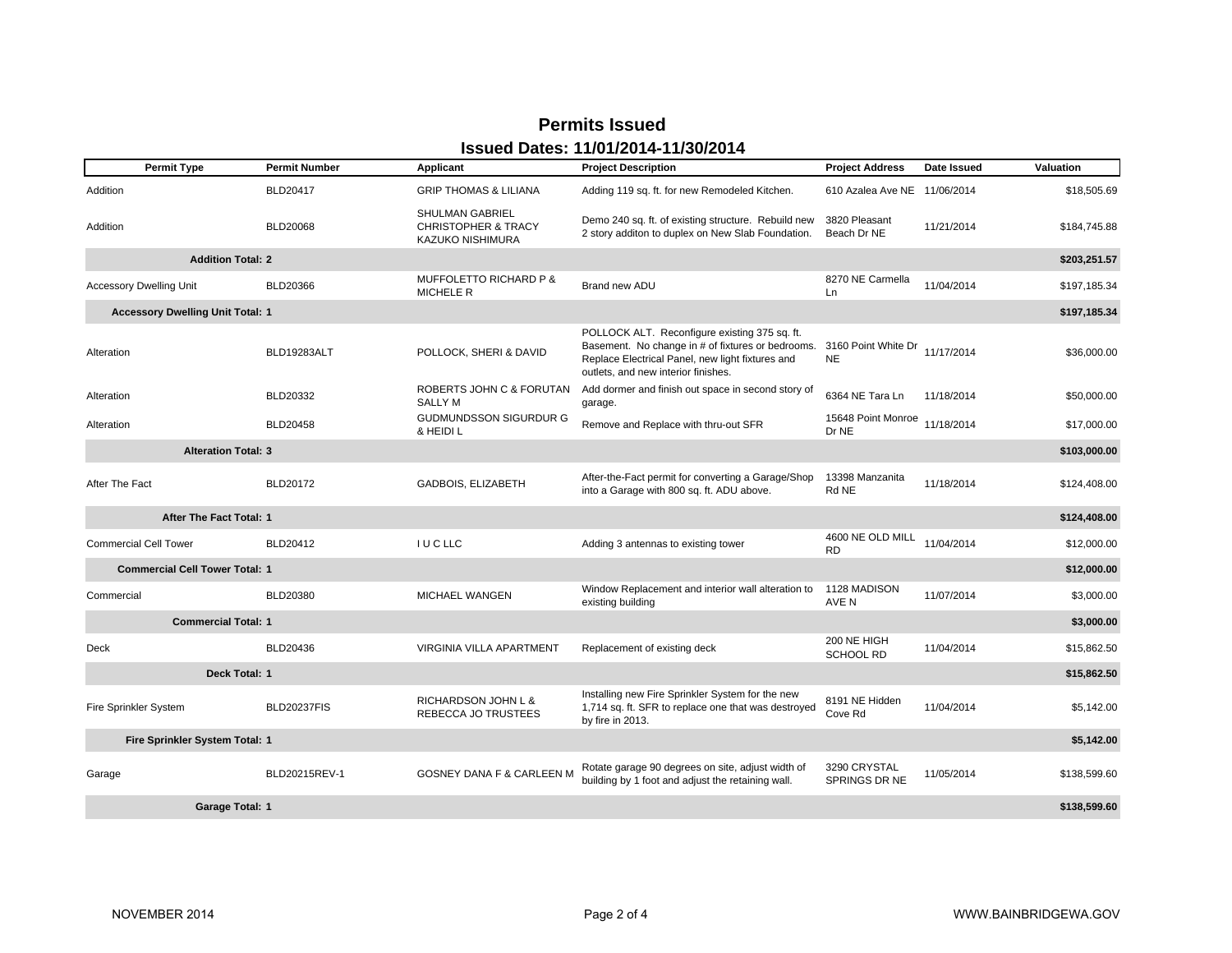# Permits Issued

## Issued Dates: 11/01/2014-11/30/2014

| Permit Type | Permit Number | Applicant | Project Description | Project Address | Date Issued | Valuation |
|---|---|---|---|---|---|---|
| Addition | BLD20417 | GRIP THOMAS & LILIANA | Adding 119 sq. ft. for new Remodeled Kitchen. | 610 Azalea Ave NE | 11/06/2014 | $18,505.69 |
| Addition | BLD20068 | SHULMAN GABRIEL CHRISTOPHER & TRACY KAZUKO NISHIMURA | Demo 240 sq. ft. of existing structure. Rebuild new 2 story additon to duplex on New Slab Foundation. | 3820 Pleasant Beach Dr NE | 11/21/2014 | $184,745.88 |
| **Addition Total: 2** | | | | | | **$203,251.57** |
| Accessory Dwelling Unit | BLD20366 | MUFFOLETTO RICHARD P & MICHELE R | Brand new ADU | 8270 NE Carmella Ln | 11/04/2014 | $197,185.34 |
| **Accessory Dwelling Unit Total: 1** | | | | | | **$197,185.34** |
| Alteration | BLD19283ALT | POLLOCK, SHERI & DAVID | POLLOCK ALT. Reconfigure existing 375 sq. ft. Basement. No change in # of fixtures or bedrooms. Replace Electrical Panel, new light fixtures and outlets, and new interior finishes. | 3160 Point White Dr NE | 11/17/2014 | $36,000.00 |
| Alteration | BLD20332 | ROBERTS JOHN C & FORUTAN SALLY M | Add dormer and finish out space in second story of garage. | 6364 NE Tara Ln | 11/18/2014 | $50,000.00 |
| Alteration | BLD20458 | GUDMUNDSSON SIGURDUR G & HEIDI L | Remove and Replace with thru-out SFR | 15648 Point Monroe Dr NE | 11/18/2014 | $17,000.00 |
| **Alteration Total: 3** | | | | | | **$103,000.00** |
| After The Fact | BLD20172 | GADBOIS, ELIZABETH | After-the-Fact permit for converting a Garage/Shop into a Garage with 800 sq. ft. ADU above. | 13398 Manzanita Rd NE | 11/18/2014 | $124,408.00 |
| **After The Fact Total: 1** | | | | | | **$124,408.00** |
| Commercial Cell Tower | BLD20412 | I U C LLC | Adding 3 antennas to existing tower | 4600 NE OLD MILL RD | 11/04/2014 | $12,000.00 |
| **Commercial Cell Tower Total: 1** | | | | | | **$12,000.00** |
| Commercial | BLD20380 | MICHAEL WANGEN | Window Replacement and interior wall alteration to existing building | 1128 MADISON AVE N | 11/07/2014 | $3,000.00 |
| **Commercial Total: 1** | | | | | | **$3,000.00** |
| Deck | BLD20436 | VIRGINIA VILLA APARTMENT | Replacement of existing deck | 200 NE HIGH SCHOOL RD | 11/04/2014 | $15,862.50 |
| **Deck Total: 1** | | | | | | **$15,862.50** |
| Fire Sprinkler System | BLD20237FIS | RICHARDSON JOHN L & REBECCA JO TRUSTEES | Installing new Fire Sprinkler System for the new 1,714 sq. ft. SFR to replace one that was destroyed by fire in 2013. | 8191 NE Hidden Cove Rd | 11/04/2014 | $5,142.00 |
| **Fire Sprinkler System Total: 1** | | | | | | **$5,142.00** |
| Garage | BLD20215REV-1 | GOSNEY DANA F & CARLEEN M | Rotate garage 90 degrees on site, adjust width of building by 1 foot and adjust the retaining wall. | 3290 CRYSTAL SPRINGS DR NE | 11/05/2014 | $138,599.60 |
| **Garage Total: 1** | | | | | | **$138,599.60** |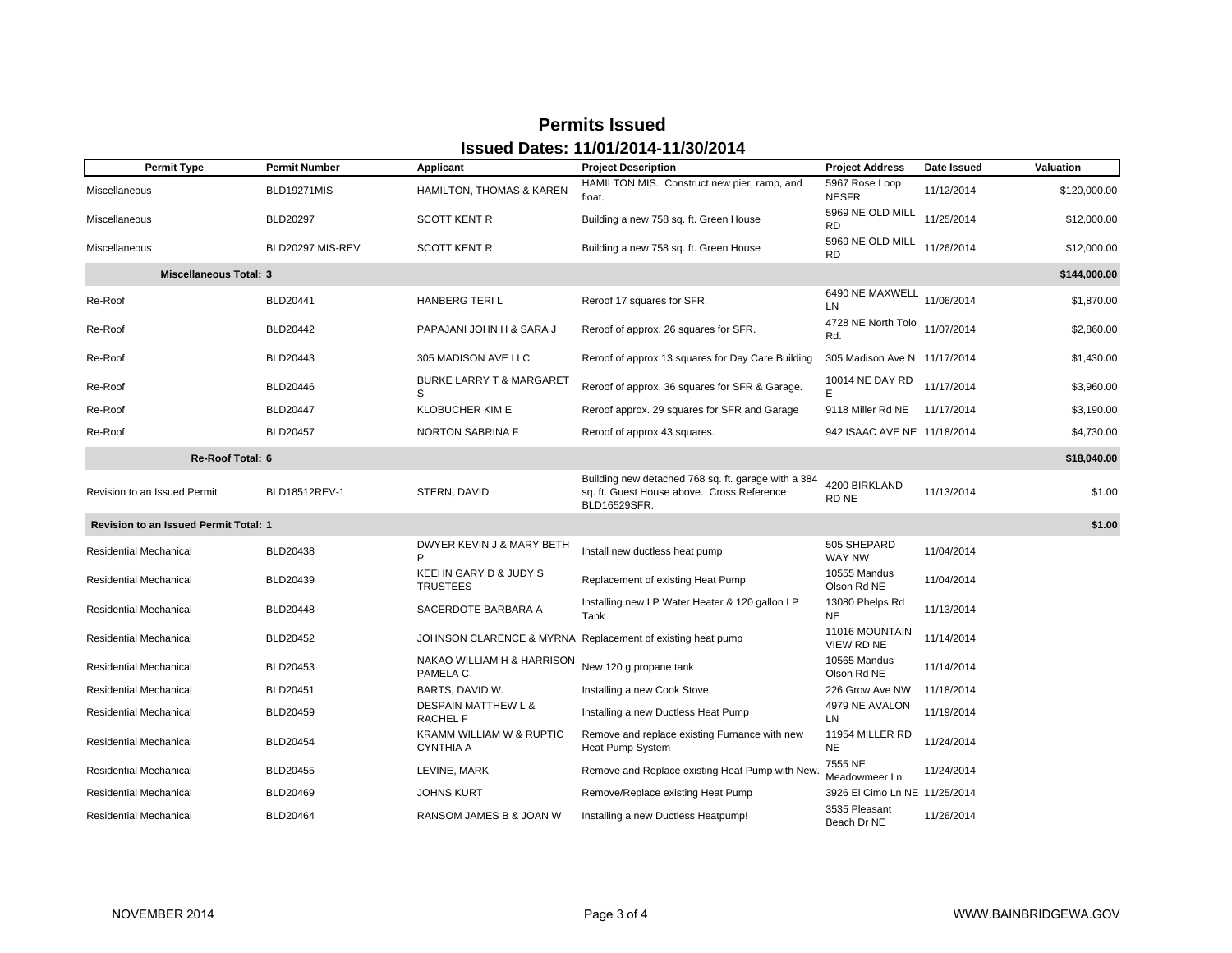# Permits Issued

## Issued Dates: 11/01/2014-11/30/2014

| Permit Type | Permit Number | Applicant | Project Description | Project Address | Date Issued | Valuation |
|---|---|---|---|---|---|---|
| Miscellaneous | BLD19271MIS | HAMILTON, THOMAS & KAREN | HAMILTON MIS. Construct new pier, ramp, and float. | 5967 Rose Loop NESFR | 11/12/2014 | $120,000.00 |
| Miscellaneous | BLD20297 | SCOTT KENT R | Building a new 758 sq. ft. Green House | 5969 NE OLD MILL RD | 11/25/2014 | $12,000.00 |
| Miscellaneous | BLD20297 MIS-REV | SCOTT KENT R | Building a new 758 sq. ft. Green House | 5969 NE OLD MILL RD | 11/26/2014 | $12,000.00 |
| **Miscellaneous Total: 3** | | | | | | **$144,000.00** |
| Re-Roof | BLD20441 | HANBERG TERI L | Reroof 17 squares for SFR. | 6490 NE MAXWELL LN | 11/06/2014 | $1,870.00 |
| Re-Roof | BLD20442 | PAPAJANI JOHN H & SARA J | Reroof of approx. 26 squares for SFR. | 4728 NE North Tolo Rd. | 11/07/2014 | $2,860.00 |
| Re-Roof | BLD20443 | 305 MADISON AVE LLC | Reroof of approx 13 squares for Day Care Building | 305 Madison Ave N | 11/17/2014 | $1,430.00 |
| Re-Roof | BLD20446 | BURKE LARRY T & MARGARET S | Reroof of approx. 36 squares for SFR & Garage. | 10014 NE DAY RD E | 11/17/2014 | $3,960.00 |
| Re-Roof | BLD20447 | KLOBUCHER KIM E | Reroof approx. 29 squares for SFR and Garage | 9118 Miller Rd NE | 11/17/2014 | $3,190.00 |
| Re-Roof | BLD20457 | NORTON SABRINA F | Reroof of approx 43 squares. | 942 ISAAC AVE NE | 11/18/2014 | $4,730.00 |
| **Re-Roof Total: 6** | | | | | | **$18,040.00** |
| Revision to an Issued Permit | BLD18512REV-1 | STERN, DAVID | Building new detached 768 sq. ft. garage with a 384 sq. ft. Guest House above. Cross Reference BLD16529SFR. | 4200 BIRKLAND RD NE | 11/13/2014 | $1.00 |
| **Revision to an Issued Permit Total: 1** | | | | | | **$1.00** |
| Residential Mechanical | BLD20438 | DWYER KEVIN J & MARY BETH P | Install new ductless heat pump | 505 SHEPARD WAY NW | 11/04/2014 | |
| Residential Mechanical | BLD20439 | KEEHN GARY D & JUDY S TRUSTEES | Replacement of existing Heat Pump | 10555 Mandus Olson Rd NE | 11/04/2014 | |
| Residential Mechanical | BLD20448 | SACERDOTE BARBARA A | Installing new LP Water Heater & 120 gallon LP Tank | 13080 Phelps Rd NE | 11/13/2014 | |
| Residential Mechanical | BLD20452 | JOHNSON CLARENCE & MYRNA | Replacement of existing heat pump | 11016 MOUNTAIN VIEW RD NE | 11/14/2014 | |
| Residential Mechanical | BLD20453 | NAKAO WILLIAM H & HARRISON PAMELA C | New 120 g propane tank | 10565 Mandus Olson Rd NE | 11/14/2014 | |
| Residential Mechanical | BLD20451 | BARTS, DAVID W. | Installing a new Cook Stove. | 226 Grow Ave NW | 11/18/2014 | |
| Residential Mechanical | BLD20459 | DESPAIN MATTHEW L & RACHEL F | Installing a new Ductless Heat Pump | 4979 NE AVALON LN | 11/19/2014 | |
| Residential Mechanical | BLD20454 | KRAMM WILLIAM W & RUPTIC CYNTHIA A | Remove and replace existing Furnance with new Heat Pump System | 11954 MILLER RD NE | 11/24/2014 | |
| Residential Mechanical | BLD20455 | LEVINE, MARK | Remove and Replace existing Heat Pump with New. | 7555 NE Meadowmeer Ln | 11/24/2014 | |
| Residential Mechanical | BLD20469 | JOHNS KURT | Remove/Replace existing Heat Pump | 3926 El Cimo Ln NE | 11/25/2014 | |
| Residential Mechanical | BLD20464 | RANSOM JAMES B & JOAN W | Installing a new Ductless Heatpump! | 3535 Pleasant Beach Dr NE | 11/26/2014 | |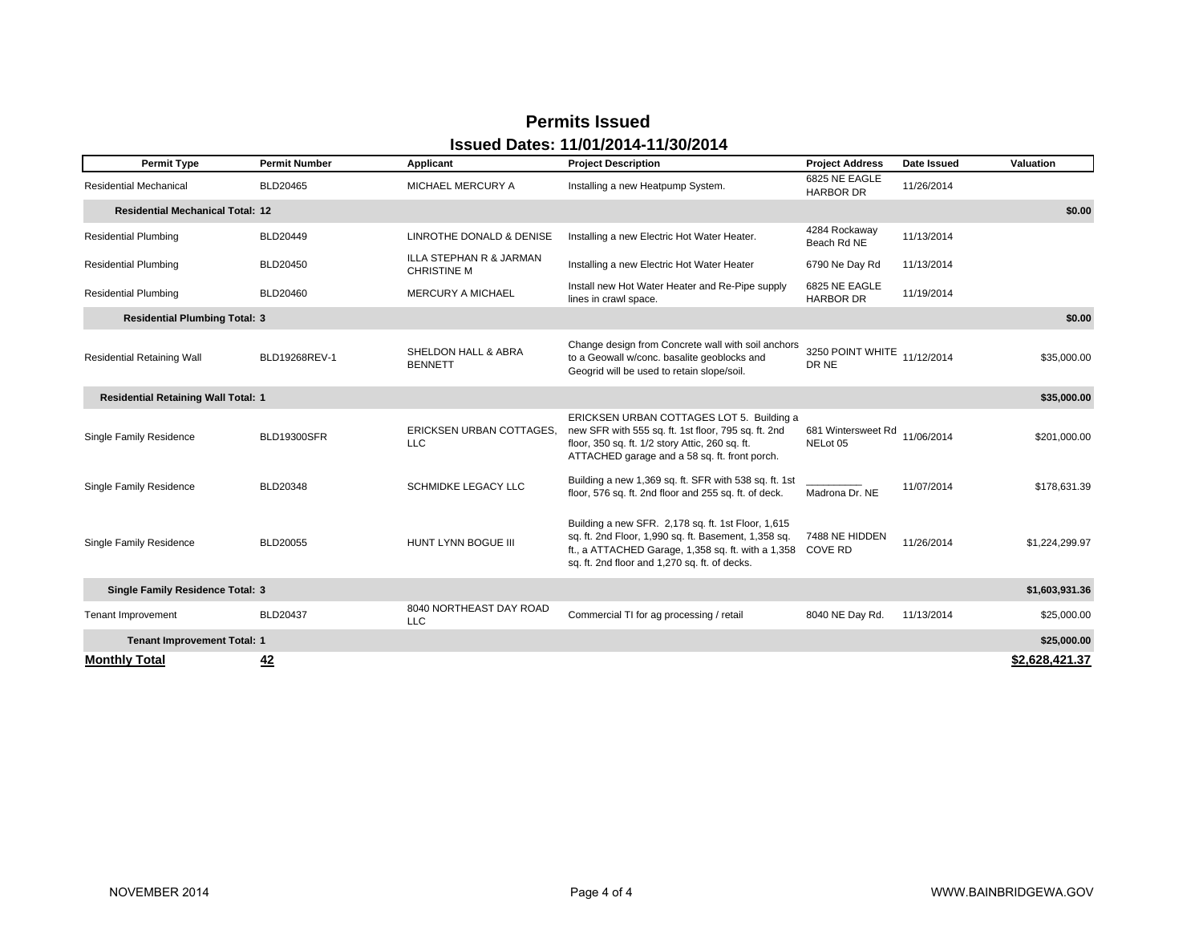## Permits Issued

### Issued Dates: 11/01/2014-11/30/2014

| Permit Type | Permit Number | Applicant | Project Description | Project Address | Date Issued | Valuation |
|---|---|---|---|---|---|---|
| Residential Mechanical | BLD20465 | MICHAEL MERCURY A | Installing a new Heatpump System. | 6825 NE EAGLE HARBOR DR | 11/26/2014 | |
| **Residential Mechanical Total: 12** | | | | | | **$0.00** |
| Residential Plumbing | BLD20449 | LINROTHE DONALD & DENISE | Installing a new Electric Hot Water Heater. | 4284 Rockaway Beach Rd NE | 11/13/2014 | |
| Residential Plumbing | BLD20450 | ILLA STEPHAN R & JARMAN CHRISTINE M | Installing a new Electric Hot Water Heater | 6790 Ne Day Rd | 11/13/2014 | |
| Residential Plumbing | BLD20460 | MERCURY A MICHAEL | Install new Hot Water Heater and Re-Pipe supply lines in crawl space. | 6825 NE EAGLE HARBOR DR | 11/19/2014 | |
| **Residential Plumbing Total: 3** | | | | | | **$0.00** |
| Residential Retaining Wall | BLD19268REV-1 | SHELDON HALL & ABRA BENNETT | Change design from Concrete wall with soil anchors to a Geowall w/conc. basalite geoblocks and Geogrid will be used to retain slope/soil. | 3250 POINT WHITE DR NE | 11/12/2014 | $35,000.00 |
| **Residential Retaining Wall Total: 1** | | | | | | **$35,000.00** |
| Single Family Residence | BLD19300SFR | ERICKSEN URBAN COTTAGES, LLC | ERICKSEN URBAN COTTAGES LOT 5. Building a new SFR with 555 sq. ft. 1st floor, 795 sq. ft. 2nd floor, 350 sq. ft. 1/2 story Attic, 260 sq. ft. ATTACHED garage and a 58 sq. ft. front porch. | 681 Wintersweet Rd NELot 05 | 11/06/2014 | $201,000.00 |
| Single Family Residence | BLD20348 | SCHMIDKE LEGACY LLC | Building a new 1,369 sq. ft. SFR with 538 sq. ft. 1st floor, 576 sq. ft. 2nd floor and 255 sq. ft. of deck. | __________ Madrona Dr. NE | 11/07/2014 | $178,631.39 |
| Single Family Residence | BLD20055 | HUNT LYNN BOGUE III | Building a new SFR. 2,178 sq. ft. 1st Floor, 1,615 sq. ft. 2nd Floor, 1,990 sq. ft. Basement, 1,358 sq. ft., a ATTACHED Garage, 1,358 sq. ft. with a 1,358 sq. ft. 2nd floor and 1,270 sq. ft. of decks. | 7488 NE HIDDEN COVE RD | 11/26/2014 | $1,224,299.97 |
| **Single Family Residence Total: 3** | | | | | | **$1,603,931.36** |
| Tenant Improvement | BLD20437 | 8040 NORTHEAST DAY ROAD LLC | Commercial TI for ag processing / retail | 8040 NE Day Rd. | 11/13/2014 | $25,000.00 |
| **Tenant Improvement Total: 1** | | | | | | **$25,000.00** |
| **Monthly Total** | **42** | | | | | **$2,628,421.37** |